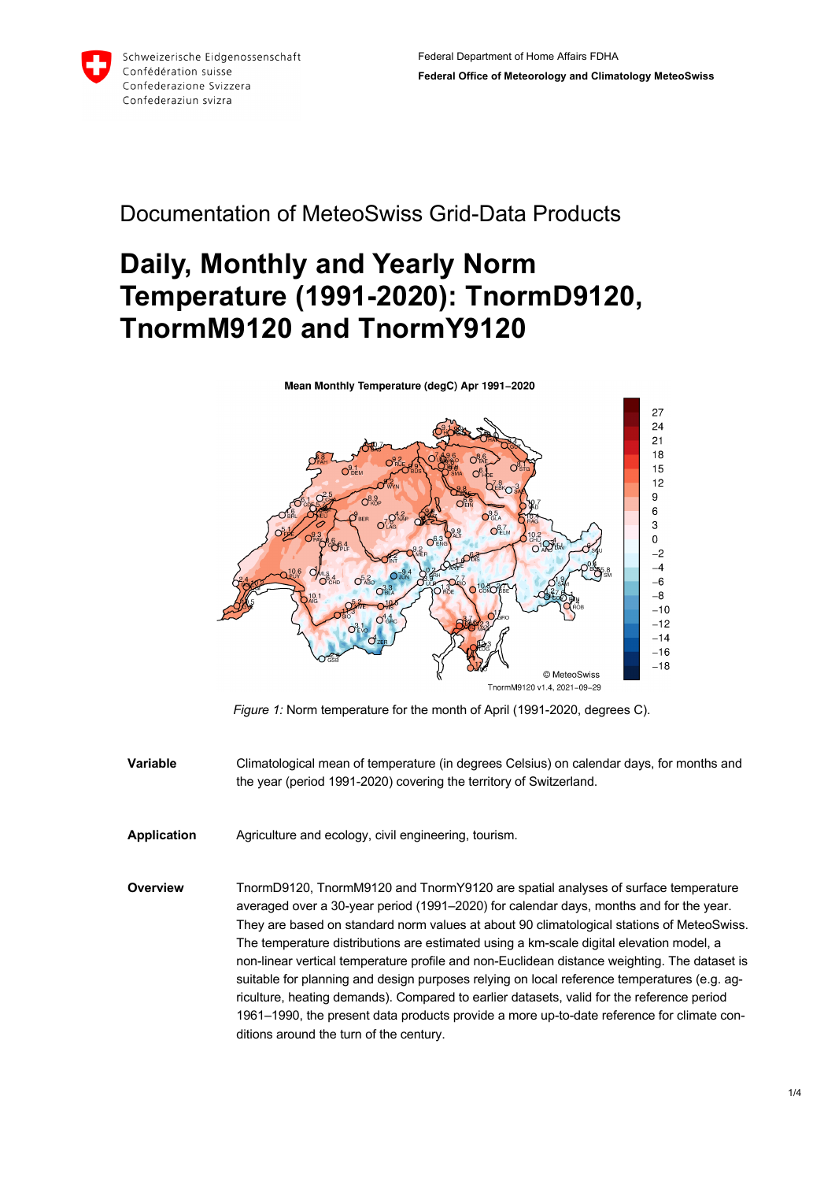Schweizerische Eidgenossenschaft
Confédération suisse
Confederazione Svizzera
Confederaziun svizra

Federal Department of Home Affairs FDHA
**Federal Office of Meteorology and Climatology MeteoSwiss**

## Documentation of MeteoSwiss Grid-Data Products

# Daily, Monthly and Yearly Norm Temperature (1991-2020): TnormD9120, TnormM9120 and TnormY9120

*Figure 1:* Norm temperature for the month of April (1991-2020, degrees C).

| | |
|---|---|
| **Variable** | Climatological mean of temperature (in degrees Celsius) on calendar days, for months and the year (period 1991-2020) covering the territory of Switzerland. |
| **Application** | Agriculture and ecology, civil engineering, tourism. |
| **Overview** | TnormD9120, TnormM9120 and TnormY9120 are spatial analyses of surface temperature averaged over a 30-year period (1991–2020) for calendar days, months and for the year. They are based on standard norm values at about 90 climatological stations of MeteoSwiss. The temperature distributions are estimated using a km-scale digital elevation model, a non-linear vertical temperature profile and non-Euclidean distance weighting. The dataset is suitable for planning and design purposes relying on local reference temperatures (e.g. agriculture, heating demands). Compared to earlier datasets, valid for the reference period 1961–1990, the present data products provide a more up-to-date reference for climate conditions around the turn of the century. |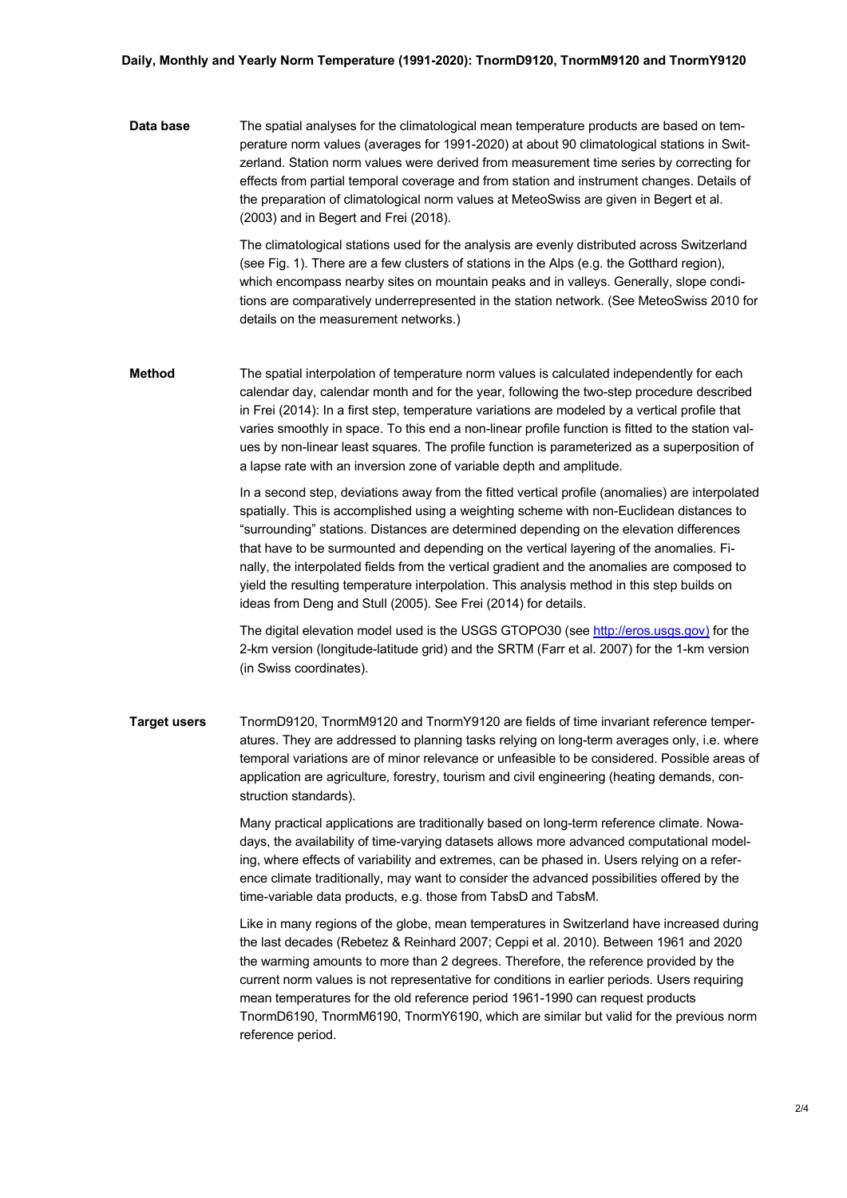## Daily, Monthly and Yearly Norm Temperature (1991-2020): TnormD9120, TnormM9120 and TnormY9120

**Data base**

The spatial analyses for the climatological mean temperature products are based on temperature norm values (averages for 1991-2020) at about 90 climatological stations in Switzerland. Station norm values were derived from measurement time series by correcting for effects from partial temporal coverage and from station and instrument changes. Details of the preparation of climatological norm values at MeteoSwiss are given in Begert et al. (2003) and in Begert and Frei (2018).

The climatological stations used for the analysis are evenly distributed across Switzerland (see Fig. 1). There are a few clusters of stations in the Alps (e.g. the Gotthard region), which encompass nearby sites on mountain peaks and in valleys. Generally, slope conditions are comparatively underrepresented in the station network. (See MeteoSwiss 2010 for details on the measurement networks.)

**Method**

The spatial interpolation of temperature norm values is calculated independently for each calendar day, calendar month and for the year, following the two-step procedure described in Frei (2014): In a first step, temperature variations are modeled by a vertical profile that varies smoothly in space. To this end a non-linear profile function is fitted to the station values by non-linear least squares. The profile function is parameterized as a superposition of a lapse rate with an inversion zone of variable depth and amplitude.

In a second step, deviations away from the fitted vertical profile (anomalies) are interpolated spatially. This is accomplished using a weighting scheme with non-Euclidean distances to "surrounding" stations. Distances are determined depending on the elevation differences that have to be surmounted and depending on the vertical layering of the anomalies. Finally, the interpolated fields from the vertical gradient and the anomalies are composed to yield the resulting temperature interpolation. This analysis method in this step builds on ideas from Deng and Stull (2005). See Frei (2014) for details.

The digital elevation model used is the USGS GTOPO30 (see http://eros.usgs.gov) for the 2-km version (longitude-latitude grid) and the SRTM (Farr et al. 2007) for the 1-km version (in Swiss coordinates).

**Target users**

TnormD9120, TnormM9120 and TnormY9120 are fields of time invariant reference temperatures. They are addressed to planning tasks relying on long-term averages only, i.e. where temporal variations are of minor relevance or unfeasible to be considered. Possible areas of application are agriculture, forestry, tourism and civil engineering (heating demands, construction standards).

Many practical applications are traditionally based on long-term reference climate. Nowadays, the availability of time-varying datasets allows more advanced computational modeling, where effects of variability and extremes, can be phased in. Users relying on a reference climate traditionally, may want to consider the advanced possibilities offered by the time-variable data products, e.g. those from TabsD and TabsM.

Like in many regions of the globe, mean temperatures in Switzerland have increased during the last decades (Rebetez & Reinhard 2007; Ceppi et al. 2010). Between 1961 and 2020 the warming amounts to more than 2 degrees. Therefore, the reference provided by the current norm values is not representative for conditions in earlier periods. Users requiring mean temperatures for the old reference period 1961-1990 can request products TnormD6190, TnormM6190, TnormY6190, which are similar but valid for the previous norm reference period.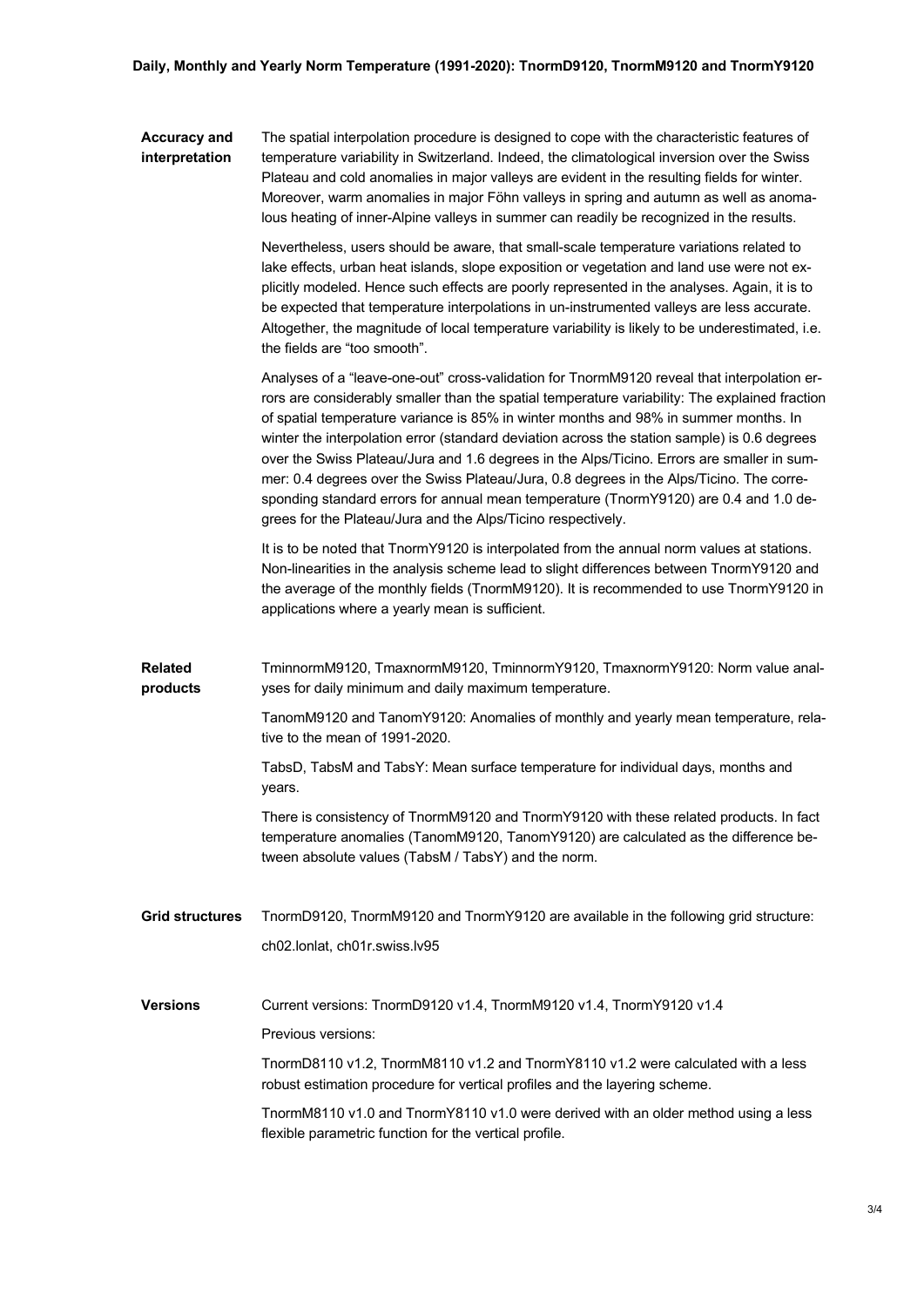### Accuracy and interpretation

The spatial interpolation procedure is designed to cope with the characteristic features of temperature variability in Switzerland. Indeed, the climatological inversion over the Swiss Plateau and cold anomalies in major valleys are evident in the resulting fields for winter. Moreover, warm anomalies in major Föhn valleys in spring and autumn as well as anomalous heating of inner-Alpine valleys in summer can readily be recognized in the results.

Nevertheless, users should be aware, that small-scale temperature variations related to lake effects, urban heat islands, slope exposition or vegetation and land use were not explicitly modeled. Hence such effects are poorly represented in the analyses. Again, it is to be expected that temperature interpolations in un-instrumented valleys are less accurate. Altogether, the magnitude of local temperature variability is likely to be underestimated, i.e. the fields are "too smooth".

Analyses of a "leave-one-out" cross-validation for TnormM9120 reveal that interpolation errors are considerably smaller than the spatial temperature variability: The explained fraction of spatial temperature variance is 85% in winter months and 98% in summer months. In winter the interpolation error (standard deviation across the station sample) is 0.6 degrees over the Swiss Plateau/Jura and 1.6 degrees in the Alps/Ticino. Errors are smaller in summer: 0.4 degrees over the Swiss Plateau/Jura, 0.8 degrees in the Alps/Ticino. The corresponding standard errors for annual mean temperature (TnormY9120) are 0.4 and 1.0 degrees for the Plateau/Jura and the Alps/Ticino respectively.

It is to be noted that TnormY9120 is interpolated from the annual norm values at stations. Non-linearities in the analysis scheme lead to slight differences between TnormY9120 and the average of the monthly fields (TnormM9120). It is recommended to use TnormY9120 in applications where a yearly mean is sufficient.

### Related products

TminnormM9120, TmaxnormM9120, TminnormY9120, TmaxnormY9120: Norm value analyses for daily minimum and daily maximum temperature.

TanomM9120 and TanomY9120: Anomalies of monthly and yearly mean temperature, relative to the mean of 1991-2020.

TabsD, TabsM and TabsY: Mean surface temperature for individual days, months and years.

There is consistency of TnormM9120 and TnormY9120 with these related products. In fact temperature anomalies (TanomM9120, TanomY9120) are calculated as the difference between absolute values (TabsM / TabsY) and the norm.

### Grid structures

TnormD9120, TnormM9120 and TnormY9120 are available in the following grid structure:

ch02.lonlat, ch01r.swiss.lv95

### Versions

Current versions: TnormD9120 v1.4, TnormM9120 v1.4, TnormY9120 v1.4

Previous versions:

TnormD8110 v1.2, TnormM8110 v1.2 and TnormY8110 v1.2 were calculated with a less robust estimation procedure for vertical profiles and the layering scheme.

TnormM8110 v1.0 and TnormY8110 v1.0 were derived with an older method using a less flexible parametric function for the vertical profile.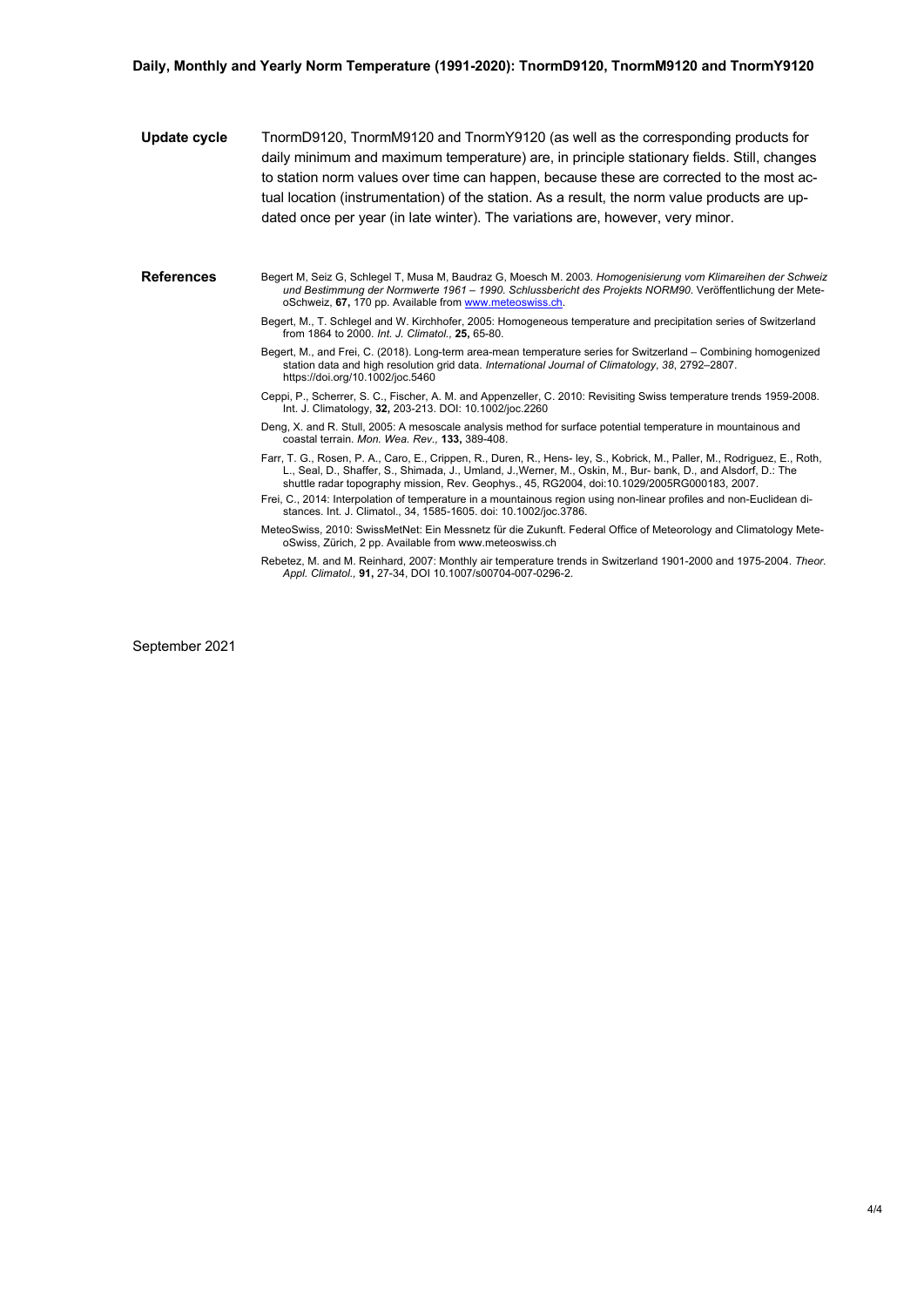**Update cycle**

TnormD9120, TnormM9120 and TnormY9120 (as well as the corresponding products for daily minimum and maximum temperature) are, in principle stationary fields. Still, changes to station norm values over time can happen, because these are corrected to the most actual location (instrumentation) of the station. As a result, the norm value products are updated once per year (in late winter). The variations are, however, very minor.

**References**

Begert M, Seiz G, Schlegel T, Musa M, Baudraz G, Moesch M. 2003. *Homogenisierung vom Klimareihen der Schweiz und Bestimmung der Normwerte 1961 – 1990. Schlussbericht des Projekts NORM90.* Veröffentlichung der MeteoSchweiz, **67,** 170 pp. Available from www.meteoswiss.ch.

Begert, M., T. Schlegel and W. Kirchhofer, 2005: Homogeneous temperature and precipitation series of Switzerland from 1864 to 2000. *Int. J. Climatol.,* **25,** 65-80.

Begert, M., and Frei, C. (2018). Long-term area-mean temperature series for Switzerland – Combining homogenized station data and high resolution grid data. *International Journal of Climatology*, *38*, 2792–2807. https://doi.org/10.1002/joc.5460

Ceppi, P., Scherrer, S. C., Fischer, A. M. and Appenzeller, C. 2010: Revisiting Swiss temperature trends 1959-2008. Int. J. Climatology, **32,** 203-213. DOI: 10.1002/joc.2260

Deng, X. and R. Stull, 2005: A mesoscale analysis method for surface potential temperature in mountainous and coastal terrain. *Mon. Wea. Rev.,* **133,** 389-408.

Farr, T. G., Rosen, P. A., Caro, E., Crippen, R., Duren, R., Hens- ley, S., Kobrick, M., Paller, M., Rodriguez, E., Roth, L., Seal, D., Shaffer, S., Shimada, J., Umland, J.,Werner, M., Oskin, M., Bur- bank, D., and Alsdorf, D.: The shuttle radar topography mission, Rev. Geophys., 45, RG2004, doi:10.1029/2005RG000183, 2007.

Frei, C., 2014: Interpolation of temperature in a mountainous region using non-linear profiles and non-Euclidean distances. Int. J. Climatol., 34, 1585-1605. doi: 10.1002/joc.3786.

MeteoSwiss, 2010: SwissMetNet: Ein Messnetz für die Zukunft. Federal Office of Meteorology and Climatology MeteoSwiss, Zürich, 2 pp. Available from www.meteoswiss.ch

Rebetez, M. and M. Reinhard, 2007: Monthly air temperature trends in Switzerland 1901-2000 and 1975-2004. *Theor. Appl. Climatol.,* **91,** 27-34, DOI 10.1007/s00704-007-0296-2.

September 2021